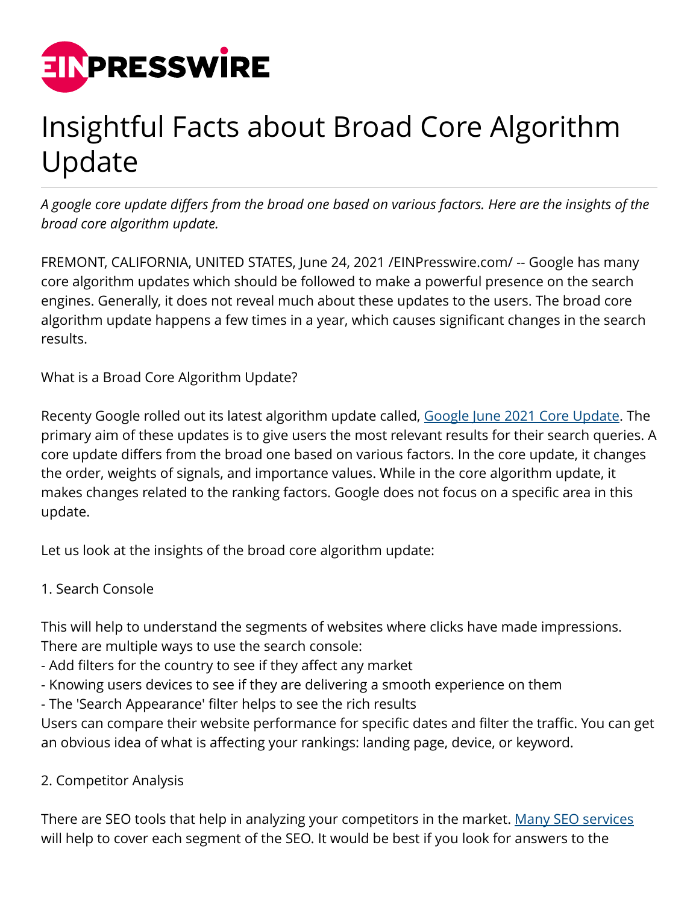# Insightful Facts about Broad Core Algorithm Update

*A google core update differs from the broad one based on various factors. Here are the insights of the broad core algorithm update.*

FREMONT, CALIFORNIA, UNITED STATES, June 24, 2021 /EINPresswire.com/ -- Google has many core algorithm updates which should be followed to make a powerful presence on the search engines. Generally, it does not reveal much about these updates to the users. The broad core algorithm update happens a few times in a year, which causes significant changes in the search results.

What is a Broad Core Algorithm Update?

Recenty Google rolled out its latest algorithm update called, [Google June 2021 Core Update](). The primary aim of these updates is to give users the most relevant results for their search queries. A core update differs from the broad one based on various factors. In the core update, it changes the order, weights of signals, and importance values. While in the core algorithm update, it makes changes related to the ranking factors. Google does not focus on a specific area in this update.

Let us look at the insights of the broad core algorithm update:

1. Search Console

This will help to understand the segments of websites where clicks have made impressions. There are multiple ways to use the search console:
- Add filters for the country to see if they affect any market
- Knowing users devices to see if they are delivering a smooth experience on them
- The 'Search Appearance' filter helps to see the rich results

Users can compare their website performance for specific dates and filter the traffic. You can get an obvious idea of what is affecting your rankings: landing page, device, or keyword.

2. Competitor Analysis

There are SEO tools that help in analyzing your competitors in the market. [Many SEO services]() will help to cover each segment of the SEO. It would be best if you look for answers to the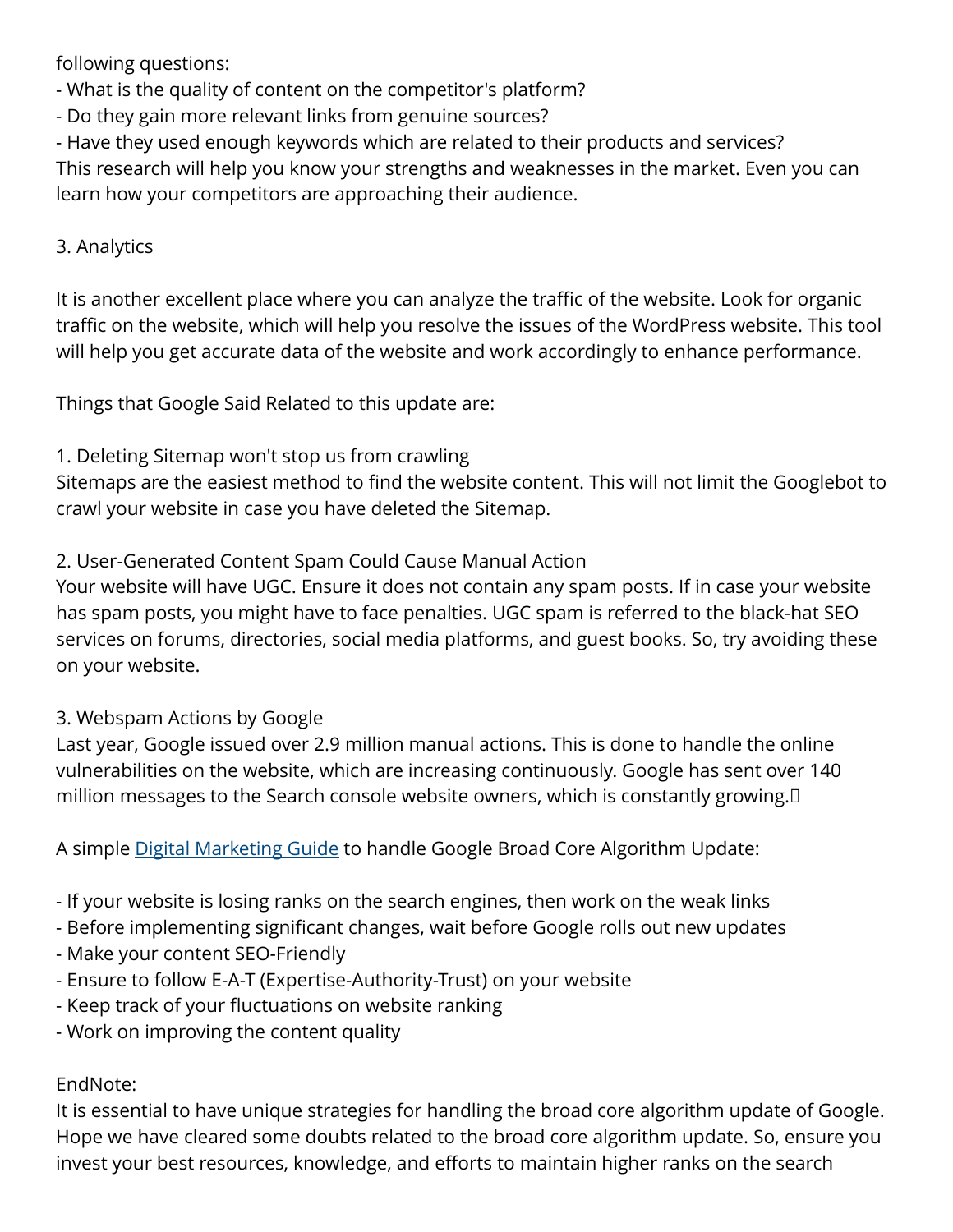following questions:

- What is the quality of content on the competitor's platform?
- Do they gain more relevant links from genuine sources?
- Have they used enough keywords which are related to their products and services?

This research will help you know your strengths and weaknesses in the market. Even you can learn how your competitors are approaching their audience.

3. Analytics

It is another excellent place where you can analyze the traffic of the website. Look for organic traffic on the website, which will help you resolve the issues of the WordPress website. This tool will help you get accurate data of the website and work accordingly to enhance performance.

Things that Google Said Related to this update are:

1. Deleting Sitemap won't stop us from crawling

Sitemaps are the easiest method to find the website content. This will not limit the Googlebot to crawl your website in case you have deleted the Sitemap.

2. User-Generated Content Spam Could Cause Manual Action

Your website will have UGC. Ensure it does not contain any spam posts. If in case your website has spam posts, you might have to face penalties. UGC spam is referred to the black-hat SEO services on forums, directories, social media platforms, and guest books. So, try avoiding these on your website.

3. Webspam Actions by Google

Last year, Google issued over 2.9 million manual actions. This is done to handle the online vulnerabilities on the website, which are increasing continuously. Google has sent over 140 million messages to the Search console website owners, which is constantly growing.

A simple [Digital Marketing Guide] to handle Google Broad Core Algorithm Update:

- If your website is losing ranks on the search engines, then work on the weak links
- Before implementing significant changes, wait before Google rolls out new updates
- Make your content SEO-Friendly
- Ensure to follow E-A-T (Expertise-Authority-Trust) on your website
- Keep track of your fluctuations on website ranking
- Work on improving the content quality

EndNote:

It is essential to have unique strategies for handling the broad core algorithm update of Google. Hope we have cleared some doubts related to the broad core algorithm update. So, ensure you invest your best resources, knowledge, and efforts to maintain higher ranks on the search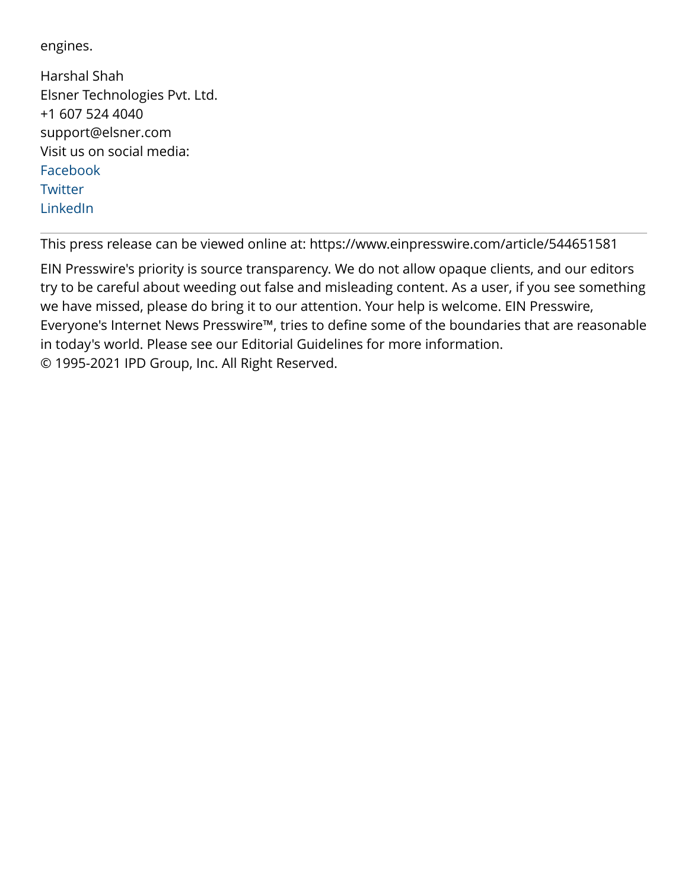engines.

Harshal Shah
Elsner Technologies Pvt. Ltd.
+1 607 524 4040
support@elsner.com
Visit us on social media:
Facebook
Twitter
LinkedIn

---

This press release can be viewed online at: https://www.einpresswire.com/article/544651581

EIN Presswire's priority is source transparency. We do not allow opaque clients, and our editors try to be careful about weeding out false and misleading content. As a user, if you see something we have missed, please do bring it to our attention. Your help is welcome. EIN Presswire, Everyone's Internet News Presswire™, tries to define some of the boundaries that are reasonable in today's world. Please see our Editorial Guidelines for more information.
© 1995-2021 IPD Group, Inc. All Right Reserved.